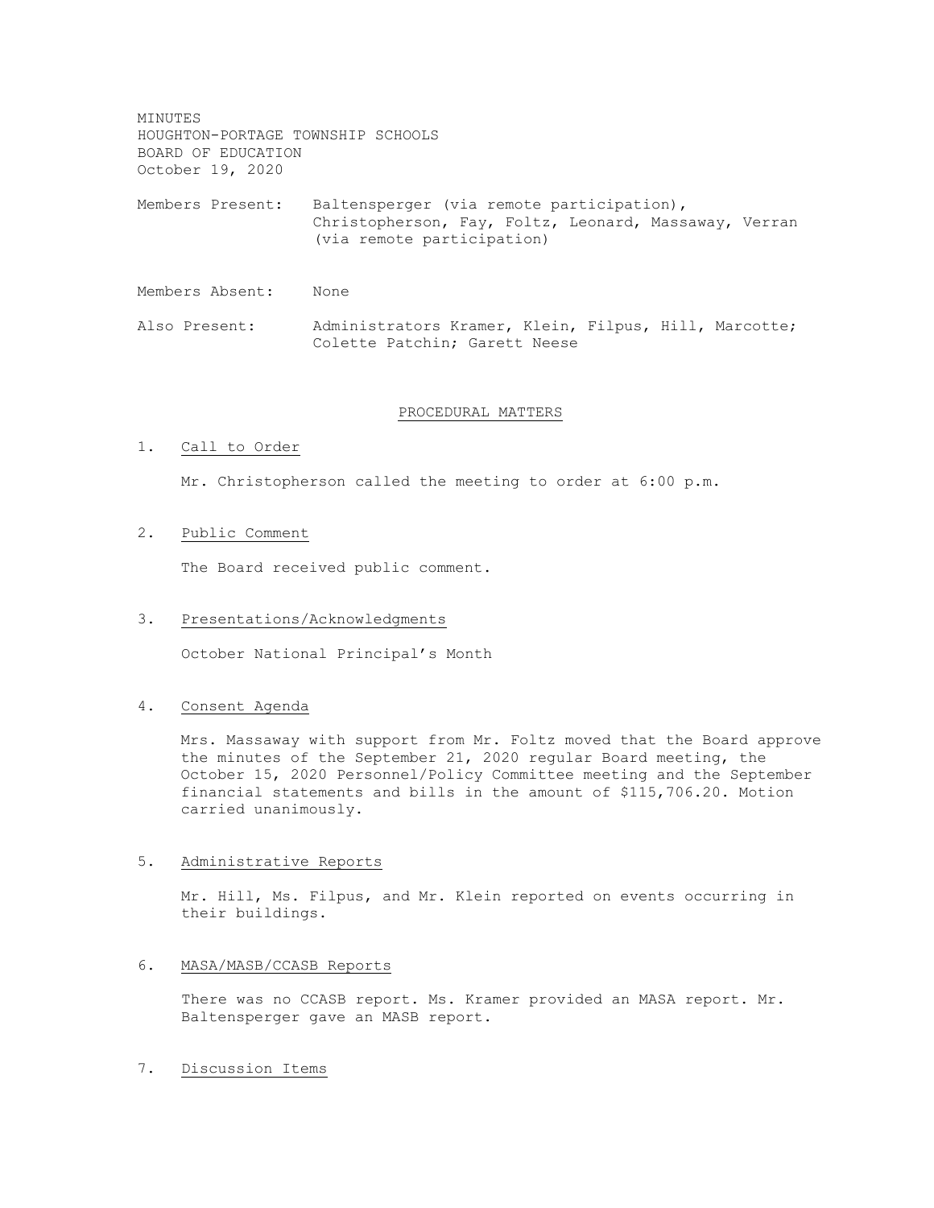MINUTES
HOUGHTON-PORTAGE TOWNSHIP SCHOOLS
BOARD OF EDUCATION
October 19, 2020

Members Present: Baltensperger (via remote participation), Christopherson, Fay, Foltz, Leonard, Massaway, Verran (via remote participation)

Members Absent: None

Also Present: Administrators Kramer, Klein, Filpus, Hill, Marcotte; Colette Patchin; Garett Neese

## PROCEDURAL MATTERS

1. Call to Order

   Mr. Christopherson called the meeting to order at 6:00 p.m.

2. Public Comment

   The Board received public comment.

3. Presentations/Acknowledgments

   October National Principal's Month

4. Consent Agenda

   Mrs. Massaway with support from Mr. Foltz moved that the Board approve the minutes of the September 21, 2020 regular Board meeting, the October 15, 2020 Personnel/Policy Committee meeting and the September financial statements and bills in the amount of $115,706.20. Motion carried unanimously.

5. Administrative Reports

   Mr. Hill, Ms. Filpus, and Mr. Klein reported on events occurring in their buildings.

6. MASA/MASB/CCASB Reports

   There was no CCASB report. Ms. Kramer provided an MASA report. Mr. Baltensperger gave an MASB report.

7. Discussion Items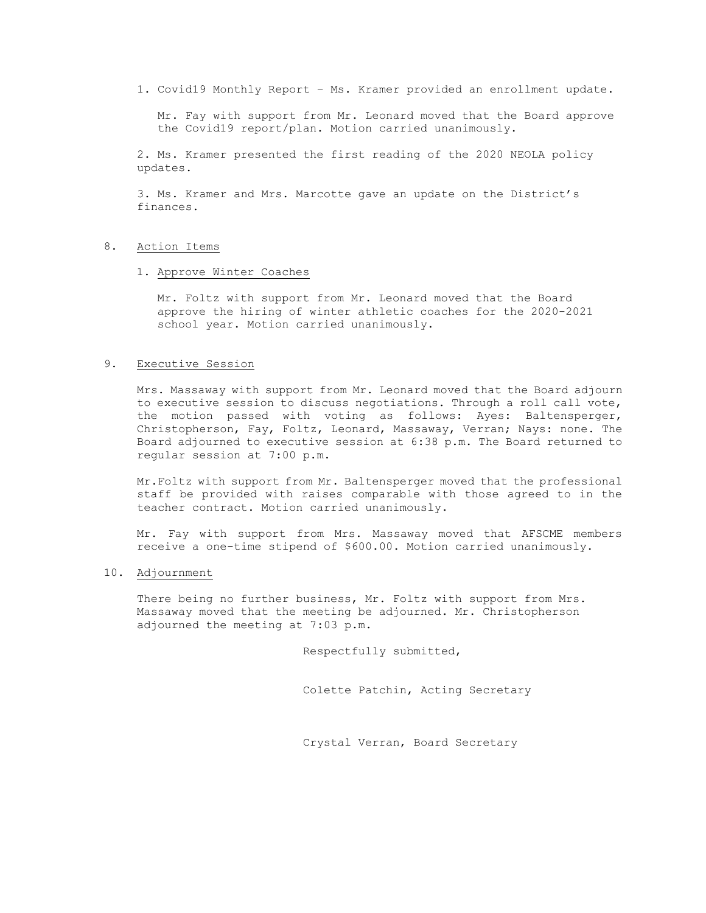1. Covid19 Monthly Report – Ms. Kramer provided an enrollment update.

   Mr. Fay with support from Mr. Leonard moved that the Board approve the Covid19 report/plan. Motion carried unanimously.

2. Ms. Kramer presented the first reading of the 2020 NEOLA policy updates.

3. Ms. Kramer and Mrs. Marcotte gave an update on the District's finances.

8. <u>Action Items</u>

   1. <u>Approve Winter Coaches</u>

      Mr. Foltz with support from Mr. Leonard moved that the Board approve the hiring of winter athletic coaches for the 2020-2021 school year. Motion carried unanimously.

9. <u>Executive Session</u>

   Mrs. Massaway with support from Mr. Leonard moved that the Board adjourn to executive session to discuss negotiations. Through a roll call vote, the motion passed with voting as follows: Ayes: Baltensperger, Christopherson, Fay, Foltz, Leonard, Massaway, Verran; Nays: none. The Board adjourned to executive session at 6:38 p.m. The Board returned to regular session at 7:00 p.m.

   Mr.Foltz with support from Mr. Baltensperger moved that the professional staff be provided with raises comparable with those agreed to in the teacher contract. Motion carried unanimously.

   Mr. Fay with support from Mrs. Massaway moved that AFSCME members receive a one-time stipend of $600.00. Motion carried unanimously.

10. <u>Adjournment</u>

    There being no further business, Mr. Foltz with support from Mrs. Massaway moved that the meeting be adjourned. Mr. Christopherson adjourned the meeting at 7:03 p.m.

Respectfully submitted,

Colette Patchin, Acting Secretary

Crystal Verran, Board Secretary